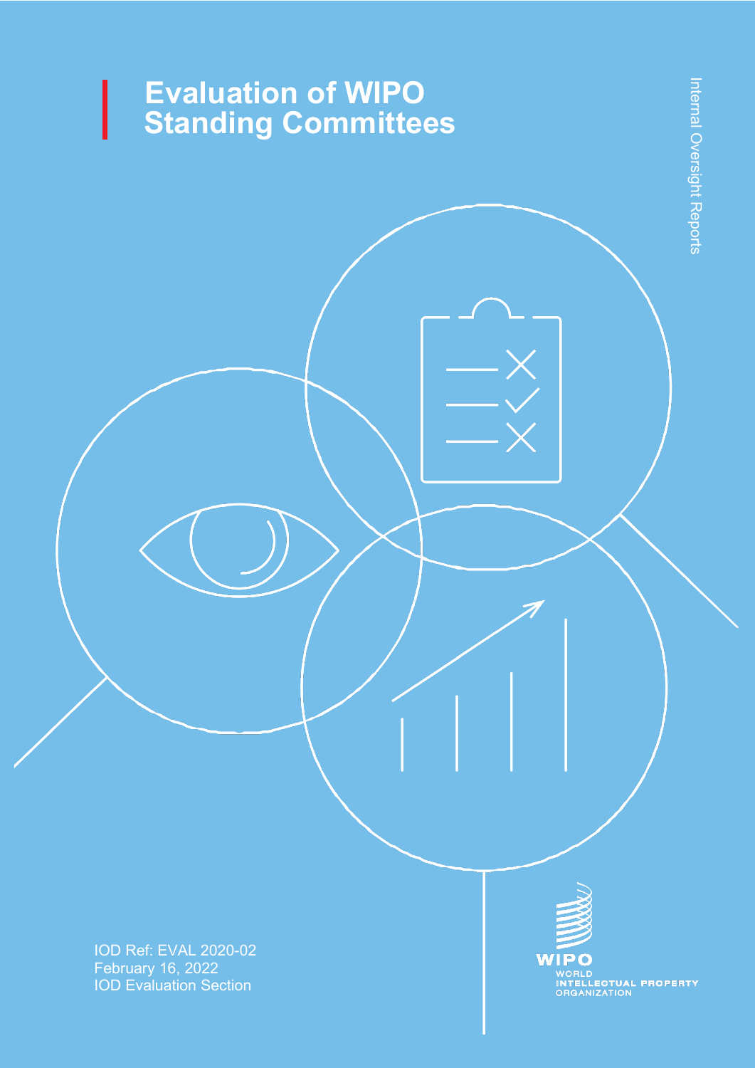# Evaluation of WIPO Standing Committees

Internal Oversight Reports

IOD Ref: EVAL 2020-02
February 16, 2022
IOD Evaluation Section

WIPO
WORLD
INTELLECTUAL PROPERTY
ORGANIZATION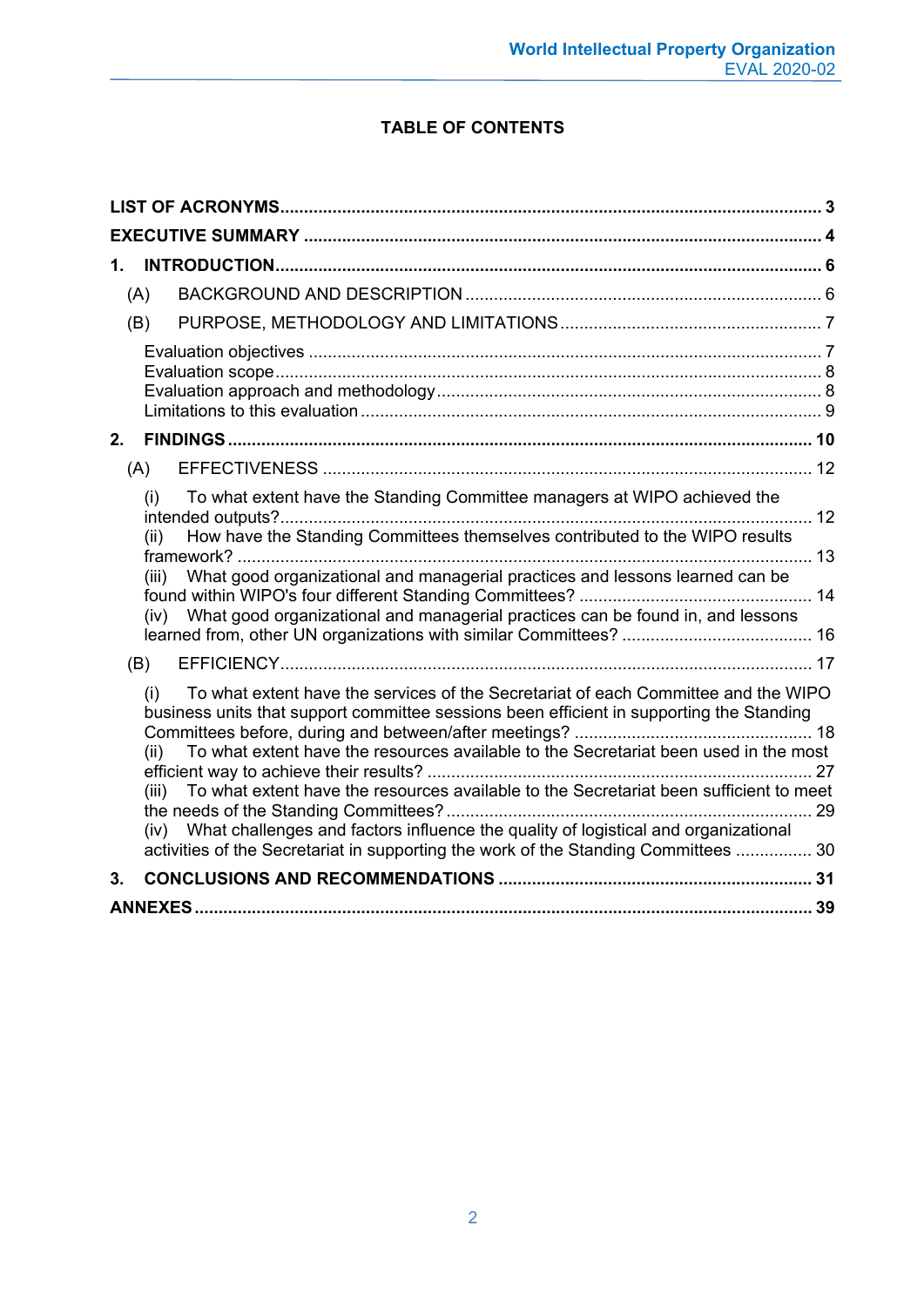# TABLE OF CONTENTS

**LIST OF ACRONYMS** ..... **3**

**EXECUTIVE SUMMARY** ..... **4**

**1. INTRODUCTION** ..... **6**

- (A) BACKGROUND AND DESCRIPTION ..... 6
- (B) PURPOSE, METHODOLOGY AND LIMITATIONS ..... 7
  - Evaluation objectives ..... 7
  - Evaluation scope ..... 8
  - Evaluation approach and methodology ..... 8
  - Limitations to this evaluation ..... 9

**2. FINDINGS** ..... **10**

- (A) EFFECTIVENESS ..... 12
  - (i) To what extent have the Standing Committee managers at WIPO achieved the intended outputs? ..... 12
  - (ii) How have the Standing Committees themselves contributed to the WIPO results framework? ..... 13
  - (iii) What good organizational and managerial practices and lessons learned can be found within WIPO's four different Standing Committees? ..... 14
  - (iv) What good organizational and managerial practices can be found in, and lessons learned from, other UN organizations with similar Committees? ..... 16
- (B) EFFICIENCY ..... 17
  - (i) To what extent have the services of the Secretariat of each Committee and the WIPO business units that support committee sessions been efficient in supporting the Standing Committees before, during and between/after meetings? ..... 18
  - (ii) To what extent have the resources available to the Secretariat been used in the most efficient way to achieve their results? ..... 27
  - (iii) To what extent have the resources available to the Secretariat been sufficient to meet the needs of the Standing Committees? ..... 29
  - (iv) What challenges and factors influence the quality of logistical and organizational activities of the Secretariat in supporting the work of the Standing Committees ..... 30

**3. CONCLUSIONS AND RECOMMENDATIONS** ..... **31**

**ANNEXES** ..... **39**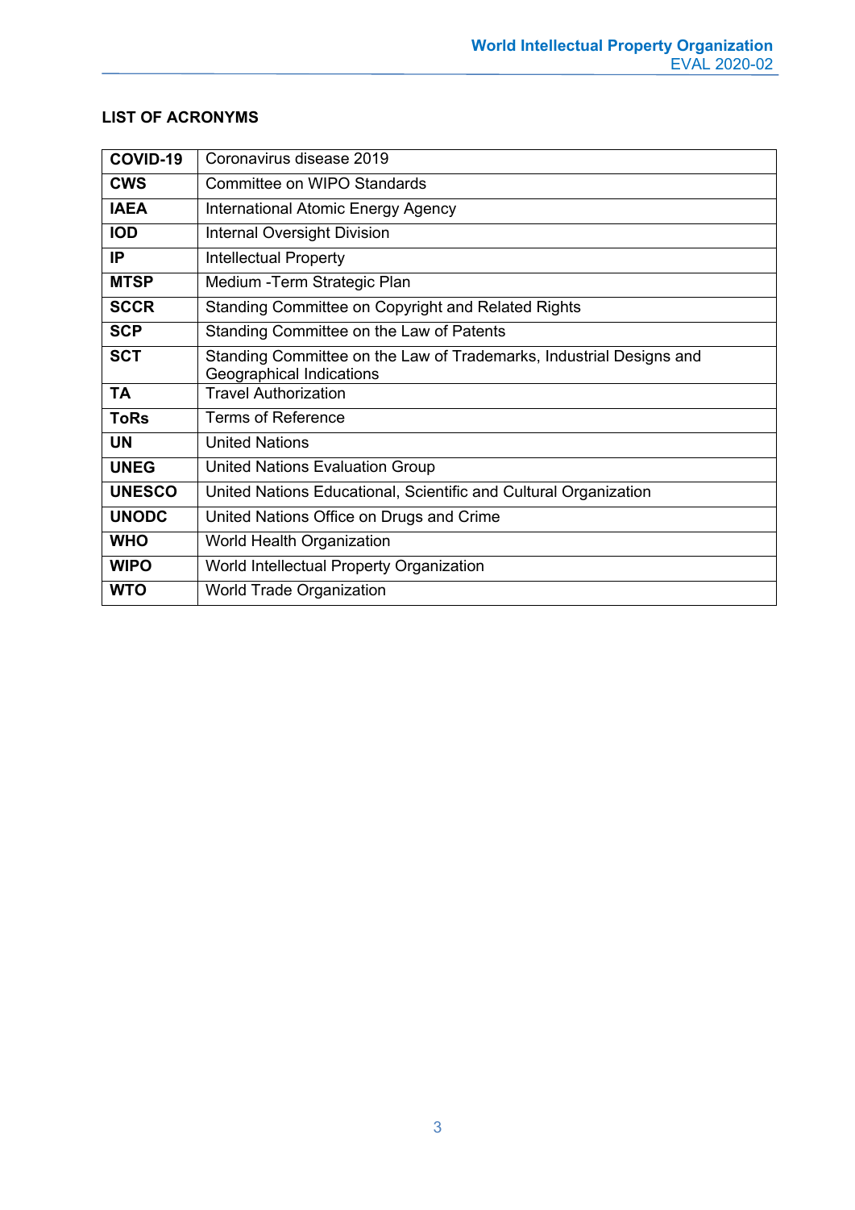## LIST OF ACRONYMS

| | |
|---|---|
| **COVID-19** | Coronavirus disease 2019 |
| **CWS** | Committee on WIPO Standards |
| **IAEA** | International Atomic Energy Agency |
| **IOD** | Internal Oversight Division |
| **IP** | Intellectual Property |
| **MTSP** | Medium -Term Strategic Plan |
| **SCCR** | Standing Committee on Copyright and Related Rights |
| **SCP** | Standing Committee on the Law of Patents |
| **SCT** | Standing Committee on the Law of Trademarks, Industrial Designs and Geographical Indications |
| **TA** | Travel Authorization |
| **ToRs** | Terms of Reference |
| **UN** | United Nations |
| **UNEG** | United Nations Evaluation Group |
| **UNESCO** | United Nations Educational, Scientific and Cultural Organization |
| **UNODC** | United Nations Office on Drugs and Crime |
| **WHO** | World Health Organization |
| **WIPO** | World Intellectual Property Organization |
| **WTO** | World Trade Organization |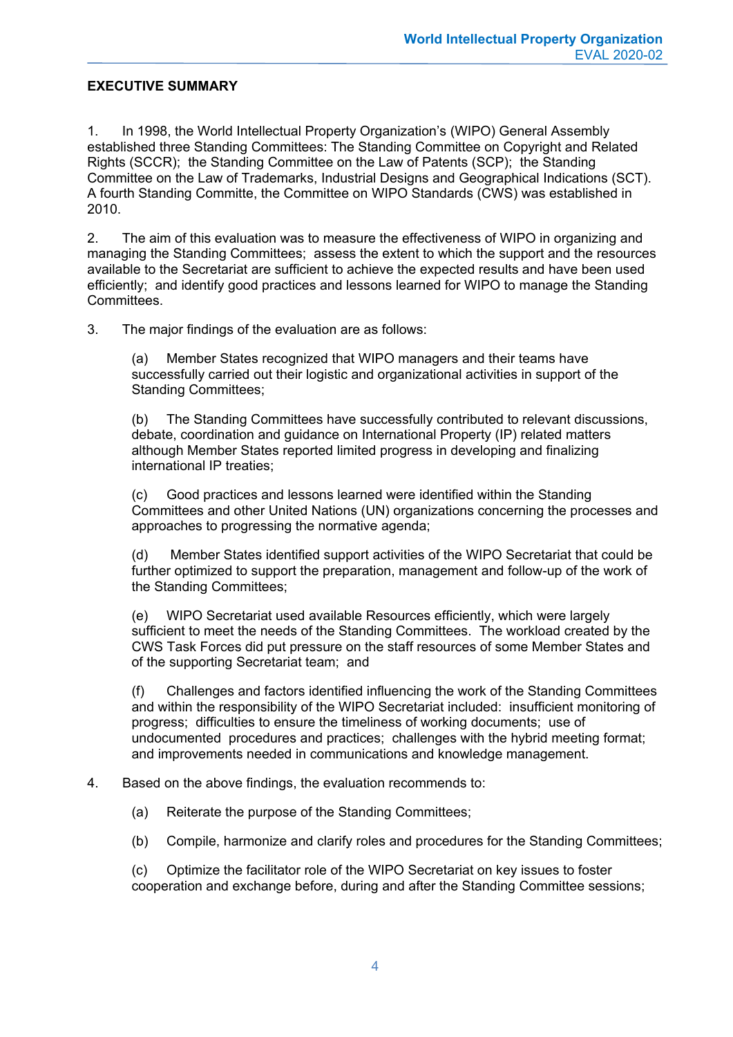## EXECUTIVE SUMMARY

1. In 1998, the World Intellectual Property Organization's (WIPO) General Assembly established three Standing Committees: The Standing Committee on Copyright and Related Rights (SCCR); the Standing Committee on the Law of Patents (SCP); the Standing Committee on the Law of Trademarks, Industrial Designs and Geographical Indications (SCT). A fourth Standing Committe, the Committee on WIPO Standards (CWS) was established in 2010.

2. The aim of this evaluation was to measure the effectiveness of WIPO in organizing and managing the Standing Committees; assess the extent to which the support and the resources available to the Secretariat are sufficient to achieve the expected results and have been used efficiently; and identify good practices and lessons learned for WIPO to manage the Standing Committees.

3. The major findings of the evaluation are as follows:

   (a) Member States recognized that WIPO managers and their teams have successfully carried out their logistic and organizational activities in support of the Standing Committees;

   (b) The Standing Committees have successfully contributed to relevant discussions, debate, coordination and guidance on International Property (IP) related matters although Member States reported limited progress in developing and finalizing international IP treaties;

   (c) Good practices and lessons learned were identified within the Standing Committees and other United Nations (UN) organizations concerning the processes and approaches to progressing the normative agenda;

   (d) Member States identified support activities of the WIPO Secretariat that could be further optimized to support the preparation, management and follow-up of the work of the Standing Committees;

   (e) WIPO Secretariat used available Resources efficiently, which were largely sufficient to meet the needs of the Standing Committees. The workload created by the CWS Task Forces did put pressure on the staff resources of some Member States and of the supporting Secretariat team; and

   (f) Challenges and factors identified influencing the work of the Standing Committees and within the responsibility of the WIPO Secretariat included: insufficient monitoring of progress; difficulties to ensure the timeliness of working documents; use of undocumented procedures and practices; challenges with the hybrid meeting format; and improvements needed in communications and knowledge management.

4. Based on the above findings, the evaluation recommends to:

   (a) Reiterate the purpose of the Standing Committees;

   (b) Compile, harmonize and clarify roles and procedures for the Standing Committees;

   (c) Optimize the facilitator role of the WIPO Secretariat on key issues to foster cooperation and exchange before, during and after the Standing Committee sessions;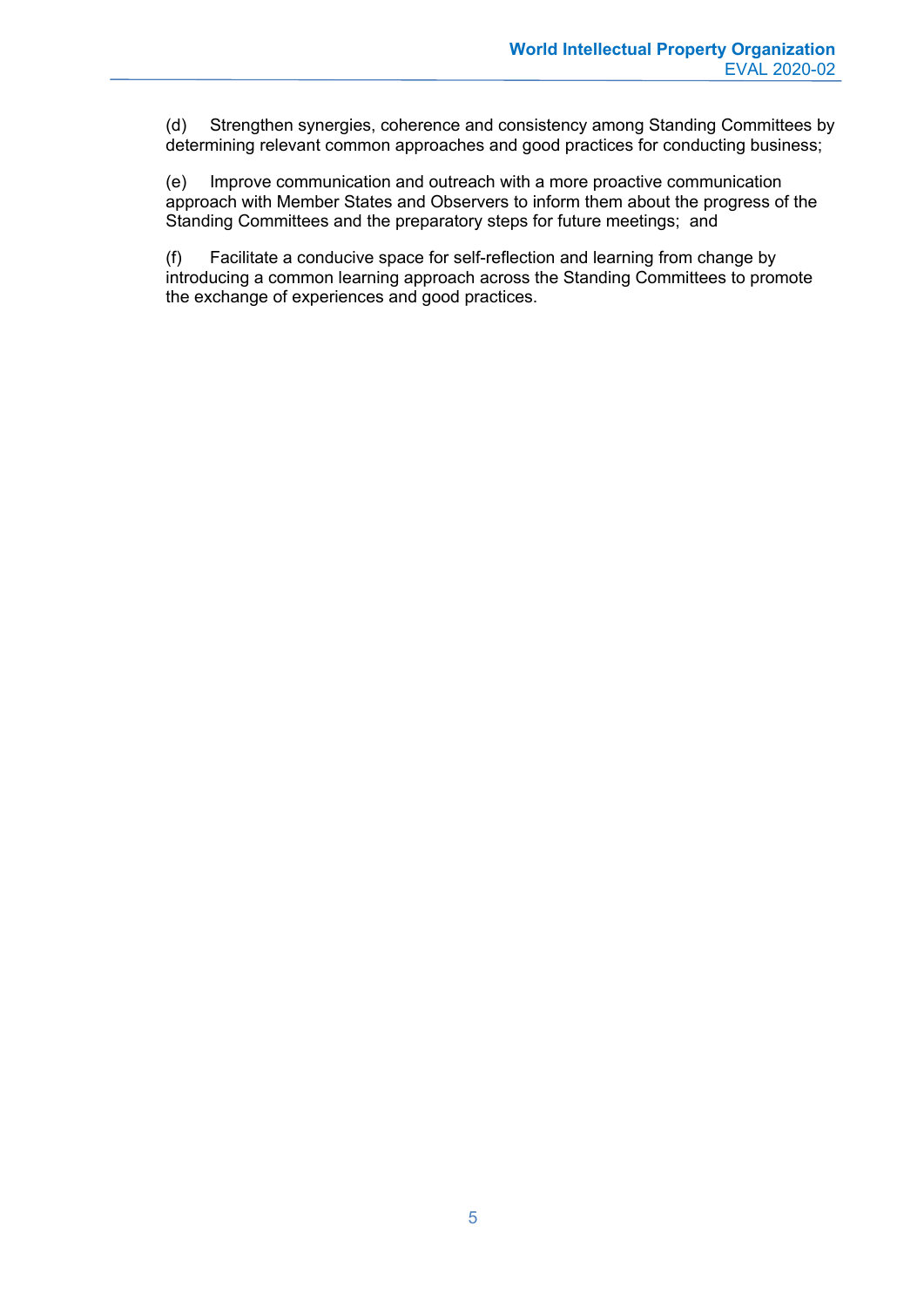(d) Strengthen synergies, coherence and consistency among Standing Committees by determining relevant common approaches and good practices for conducting business;

(e) Improve communication and outreach with a more proactive communication approach with Member States and Observers to inform them about the progress of the Standing Committees and the preparatory steps for future meetings; and

(f) Facilitate a conducive space for self-reflection and learning from change by introducing a common learning approach across the Standing Committees to promote the exchange of experiences and good practices.